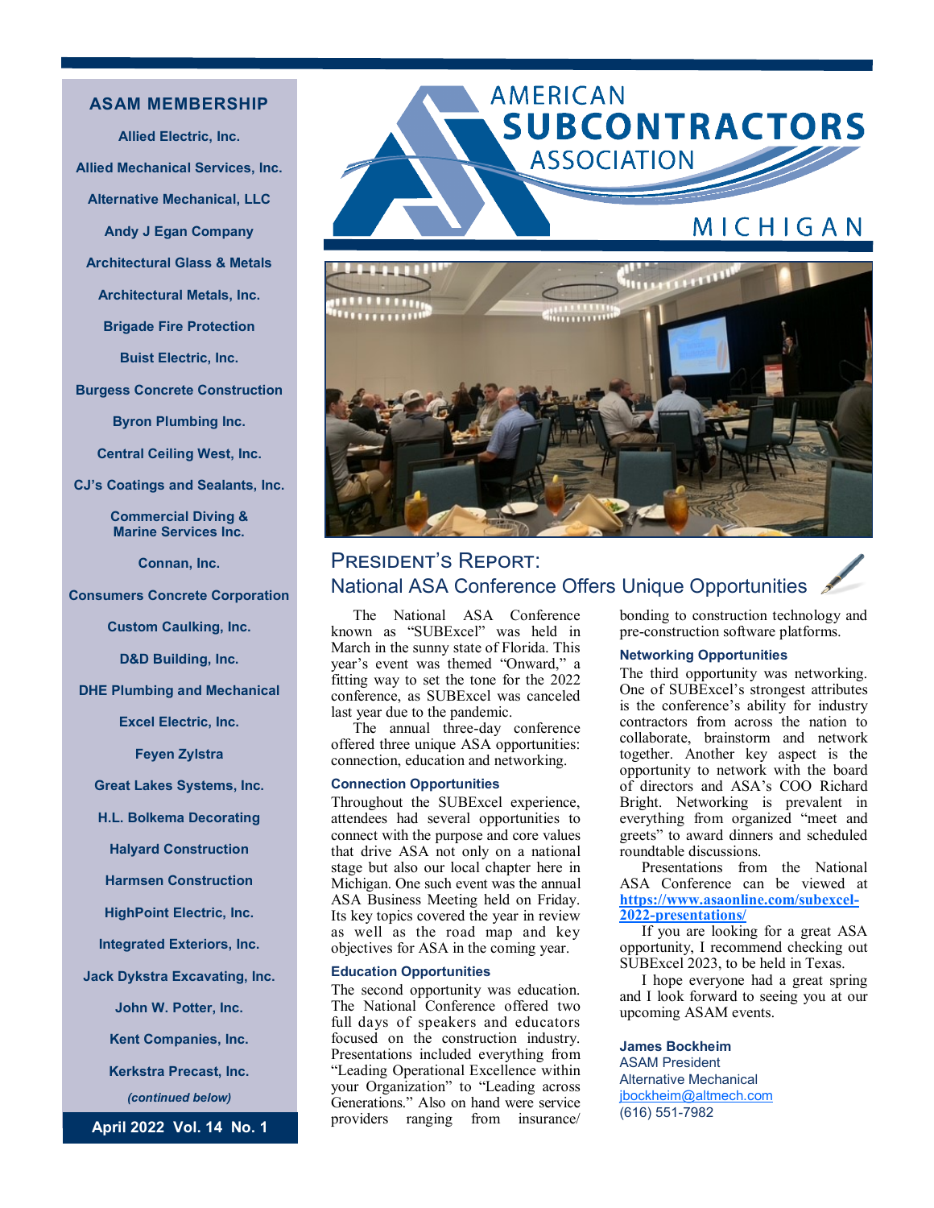# AMERICAN SUBCONTRACTORS ASSOCIATION MICHIGAN

April 2022 Vol. 14 No. 1

## ASAM MEMBERSHIP

**Allied Electric, Inc.**

**Allied Mechanical Services, Inc.**

**Alternative Mechanical, LLC**

**Andy J Egan Company**

**Architectural Glass & Metals**

**Architectural Metals, Inc.**

**Brigade Fire Protection**

**Buist Electric, Inc.**

**Burgess Concrete Construction**

**Byron Plumbing Inc.**

**Central Ceiling West, Inc.**

**CJ's Coatings and Sealants, Inc.**

**Commercial Diving & Marine Services Inc.**

**Connan, Inc.**

**Consumers Concrete Corporation**

**Custom Caulking, Inc.**

**D&D Building, Inc.**

**DHE Plumbing and Mechanical**

**Excel Electric, Inc.**

**Feyen Zylstra**

**Great Lakes Systems, Inc.**

**H.L. Bolkema Decorating**

**Halyard Construction**

**Harmsen Construction**

**HighPoint Electric, Inc.**

**Integrated Exteriors, Inc.**

**Jack Dykstra Excavating, Inc.**

**John W. Potter, Inc.**

**Kent Companies, Inc.**

**Kerkstra Precast, Inc.**

*(continued below)*

## President's Report: National ASA Conference Offers Unique Opportunities

The National ASA Conference known as "SUBExcel" was held in March in the sunny state of Florida. This year's event was themed "Onward," a fitting way to set the tone for the 2022 conference, as SUBExcel was canceled last year due to the pandemic.

The annual three-day conference offered three unique ASA opportunities: connection, education and networking.

### Connection Opportunities

Throughout the SUBExcel experience, attendees had several opportunities to connect with the purpose and core values that drive ASA not only on a national stage but also our local chapter here in Michigan. One such event was the annual ASA Business Meeting held on Friday. Its key topics covered the year in review as well as the road map and key objectives for ASA in the coming year.

### Education Opportunities

The second opportunity was education. The National Conference offered two full days of speakers and educators focused on the construction industry. Presentations included everything from "Leading Operational Excellence within your Organization" to "Leading across Generations." Also on hand were service providers ranging from insurance/bonding to construction technology and pre-construction software platforms.

### Networking Opportunities

The third opportunity was networking. One of SUBExcel's strongest attributes is the conference's ability for industry contractors from across the nation to collaborate, brainstorm and network together. Another key aspect is the opportunity to network with the board of directors and ASA's COO Richard Bright. Networking is prevalent in everything from organized "meet and greets" to award dinners and scheduled roundtable discussions.

Presentations from the National ASA Conference can be viewed at **https://www.asaonline.com/subexcel-2022-presentations/**

If you are looking for a great ASA opportunity, I recommend checking out SUBExcel 2023, to be held in Texas.

I hope everyone had a great spring and I look forward to seeing you at our upcoming ASAM events.

**James Bockheim**
ASAM President
Alternative Mechanical
jbockheim@altmech.com
(616) 551-7982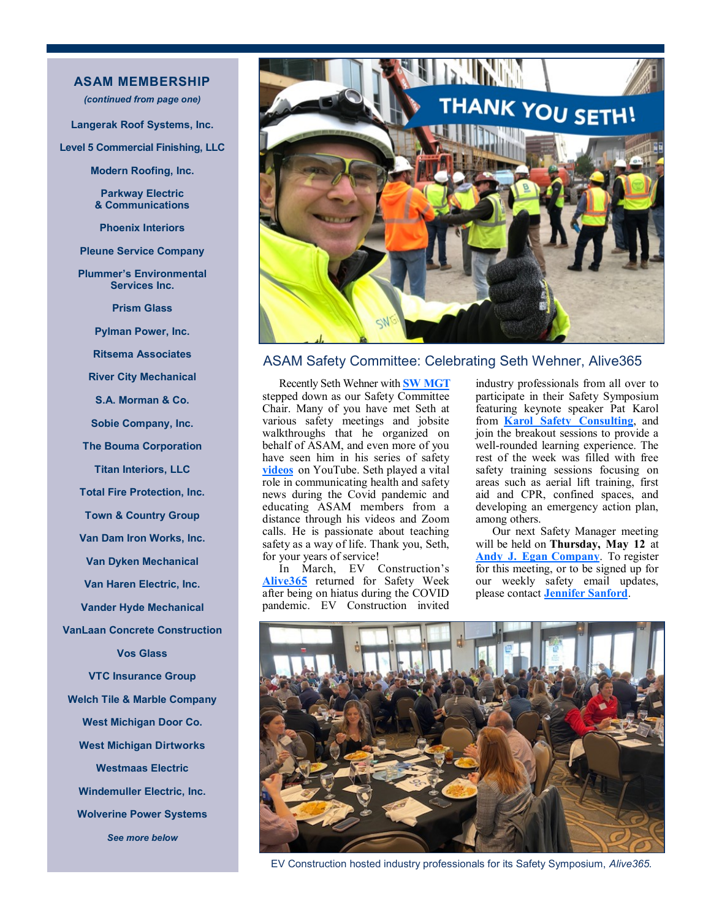## ASAM MEMBERSHIP

*(continued from page one)*

**Langerak Roof Systems, Inc.**

**Level 5 Commercial Finishing, LLC**

**Modern Roofing, Inc.**

**Parkway Electric & Communications**

**Phoenix Interiors**

**Pleune Service Company**

**Plummer's Environmental Services Inc.**

**Prism Glass**

**Pylman Power, Inc.**

**Ritsema Associates**

**River City Mechanical**

**S.A. Morman & Co.**

**Sobie Company, Inc.**

**The Bouma Corporation**

**Titan Interiors, LLC**

**Total Fire Protection, Inc.**

**Town & Country Group**

**Van Dam Iron Works, Inc.**

**Van Dyken Mechanical**

**Van Haren Electric, Inc.**

**Vander Hyde Mechanical**

**VanLaan Concrete Construction**

**Vos Glass**

**VTC Insurance Group**

**Welch Tile & Marble Company**

**West Michigan Door Co.**

**West Michigan Dirtworks**

**Westmaas Electric**

**Windemuller Electric, Inc.**

**Wolverine Power Systems**

***See more below***

## ASAM Safety Committee: Celebrating Seth Wehner, Alive365

Recently Seth Wehner with **SW MGT** stepped down as our Safety Committee Chair. Many of you have met Seth at various safety meetings and jobsite walkthroughs that he organized on behalf of ASAM, and even more of you have seen him in his series of safety **videos** on YouTube. Seth played a vital role in communicating health and safety news during the Covid pandemic and educating ASAM members from a distance through his videos and Zoom calls. He is passionate about teaching safety as a way of life. Thank you, Seth, for your years of service!

In March, EV Construction's **Alive365** returned for Safety Week after being on hiatus during the COVID pandemic. EV Construction invited industry professionals from all over to participate in their Safety Symposium featuring keynote speaker Pat Karol from **Karol Safety Consulting**, and join the breakout sessions to provide a well-rounded learning experience. The rest of the week was filled with free safety training sessions focusing on areas such as aerial lift training, first aid and CPR, confined spaces, and developing an emergency action plan, among others.

Our next Safety Manager meeting will be held on **Thursday, May 12** at **Andy J. Egan Company**. To register for this meeting, or to be signed up for our weekly safety email updates, please contact **Jennifer Sanford**.

EV Construction hosted industry professionals for its Safety Symposium, *Alive365.*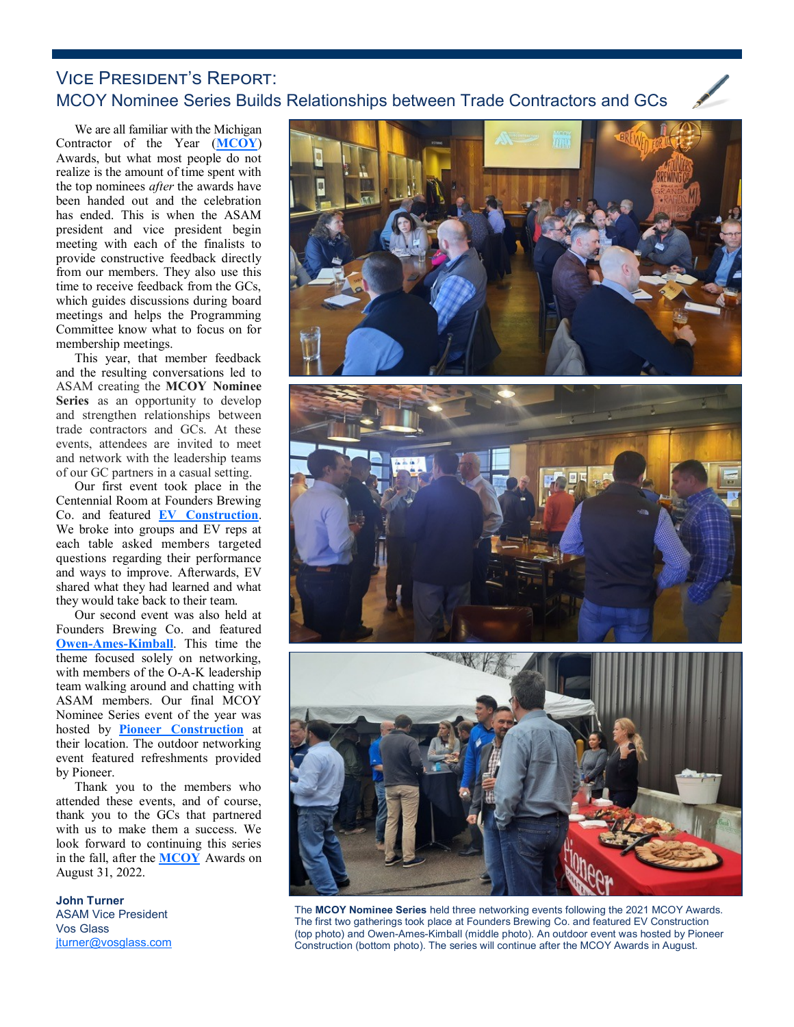## Vice President's Report:
## MCOY Nominee Series Builds Relationships between Trade Contractors and GCs

We are all familiar with the Michigan Contractor of the Year (**MCOY**) Awards, but what most people do not realize is the amount of time spent with the top nominees *after* the awards have been handed out and the celebration has ended. This is when the ASAM president and vice president begin meeting with each of the finalists to provide constructive feedback directly from our members. They also use this time to receive feedback from the GCs, which guides discussions during board meetings and helps the Programming Committee know what to focus on for membership meetings.

This year, that member feedback and the resulting conversations led to ASAM creating the **MCOY Nominee Series** as an opportunity to develop and strengthen relationships between trade contractors and GCs. At these events, attendees are invited to meet and network with the leadership teams of our GC partners in a casual setting.

Our first event took place in the Centennial Room at Founders Brewing Co. and featured **EV Construction**. We broke into groups and EV reps at each table asked members targeted questions regarding their performance and ways to improve. Afterwards, EV shared what they had learned and what they would take back to their team.

Our second event was also held at Founders Brewing Co. and featured **Owen-Ames-Kimball**. This time the theme focused solely on networking, with members of the O-A-K leadership team walking around and chatting with ASAM members. Our final MCOY Nominee Series event of the year was hosted by **Pioneer Construction** at their location. The outdoor networking event featured refreshments provided by Pioneer.

Thank you to the members who attended these events, and of course, thank you to the GCs that partnered with us to make them a success. We look forward to continuing this series in the fall, after the **MCOY** Awards on August 31, 2022.

**John Turner**
ASAM Vice President
Vos Glass
jturner@vosglass.com

The **MCOY Nominee Series** held three networking events following the 2021 MCOY Awards. The first two gatherings took place at Founders Brewing Co. and featured EV Construction (top photo) and Owen-Ames-Kimball (middle photo). An outdoor event was hosted by Pioneer Construction (bottom photo). The series will continue after the MCOY Awards in August.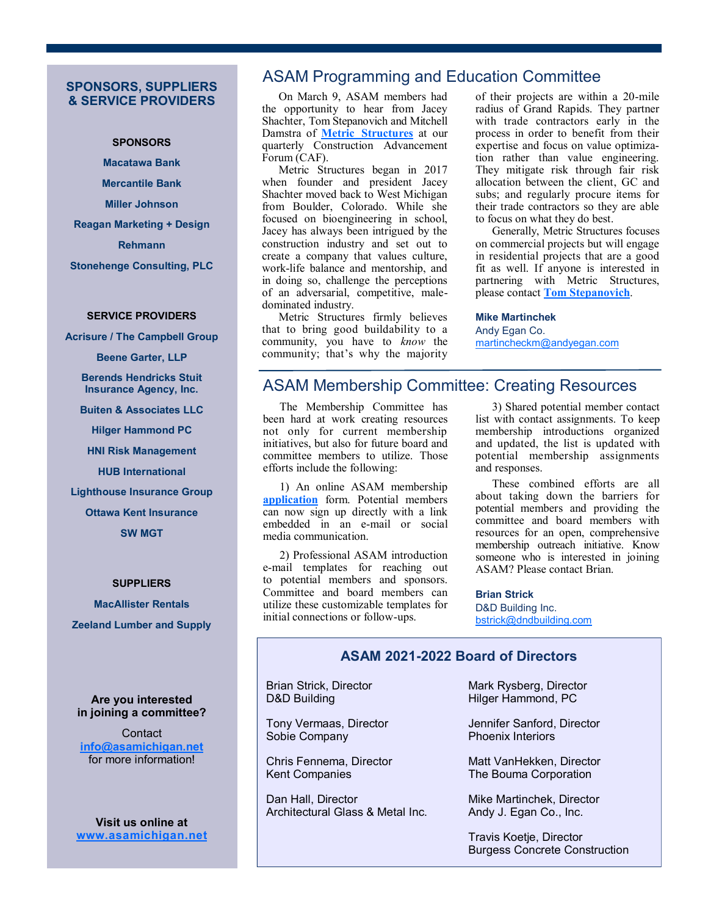## SPONSORS, SUPPLIERS & SERVICE PROVIDERS

**SPONSORS**

Macatawa Bank

Mercantile Bank

Miller Johnson

Reagan Marketing + Design

Rehmann

Stonehenge Consulting, PLC

**SERVICE PROVIDERS**

Acrisure / The Campbell Group

Beene Garter, LLP

Berends Hendricks Stuit Insurance Agency, Inc.

Buiten & Associates LLC

Hilger Hammond PC

HNI Risk Management

HUB International

Lighthouse Insurance Group

Ottawa Kent Insurance

SW MGT

**SUPPLIERS**

MacAllister Rentals

Zeeland Lumber and Supply

**Are you interested in joining a committee?**

Contact info@asamichigan.net for more information!

**Visit us online at www.asamichigan.net**

# ASAM Programming and Education Committee

On March 9, ASAM members had the opportunity to hear from Jacey Shachter, Tom Stepanovich and Mitchell Damstra of Metric Structures at our quarterly Construction Advancement Forum (CAF).

Metric Structures began in 2017 when founder and president Jacey Shachter moved back to West Michigan from Boulder, Colorado. While she focused on bioengineering in school, Jacey has always been intrigued by the construction industry and set out to create a company that values culture, work-life balance and mentorship, and in doing so, challenge the perceptions of an adversarial, competitive, male-dominated industry.

Metric Structures firmly believes that to bring good buildability to a community, you have to *know* the community; that's why the majority of their projects are within a 20-mile radius of Grand Rapids. They partner with trade contractors early in the process in order to benefit from their expertise and focus on value optimization rather than value engineering. They mitigate risk through fair risk allocation between the client, GC and subs; and regularly procure items for their trade contractors so they are able to focus on what they do best.

Generally, Metric Structures focuses on commercial projects but will engage in residential projects that are a good fit as well. If anyone is interested in partnering with Metric Structures, please contact Tom Stepanovich.

**Mike Martinchek**
Andy Egan Co.
martincheckm@andyegan.com

# ASAM Membership Committee: Creating Resources

The Membership Committee has been hard at work creating resources not only for current membership initiatives, but also for future board and committee members to utilize. Those efforts include the following:

1) An online ASAM membership application form. Potential members can now sign up directly with a link embedded in an e-mail or social media communication.

2) Professional ASAM introduction e-mail templates for reaching out to potential members and sponsors. Committee and board members can utilize these customizable templates for initial connections or follow-ups.

3) Shared potential member contact list with contact assignments. To keep membership introductions organized and updated, the list is updated with potential membership assignments and responses.

These combined efforts are all about taking down the barriers for potential members and providing the committee and board members with resources for an open, comprehensive membership outreach initiative. Know someone who is interested in joining ASAM? Please contact Brian.

**Brian Strick**
D&D Building Inc.
bstrick@dndbuilding.com

## ASAM 2021-2022 Board of Directors

Brian Strick, Director
D&D Building

Tony Vermaas, Director
Sobie Company

Chris Fennema, Director
Kent Companies

Dan Hall, Director
Architectural Glass & Metal Inc.

Mark Rysberg, Director
Hilger Hammond, PC

Jennifer Sanford, Director
Phoenix Interiors

Matt VanHekken, Director
The Bouma Corporation

Mike Martinchek, Director
Andy J. Egan Co., Inc.

Travis Koetje, Director
Burgess Concrete Construction